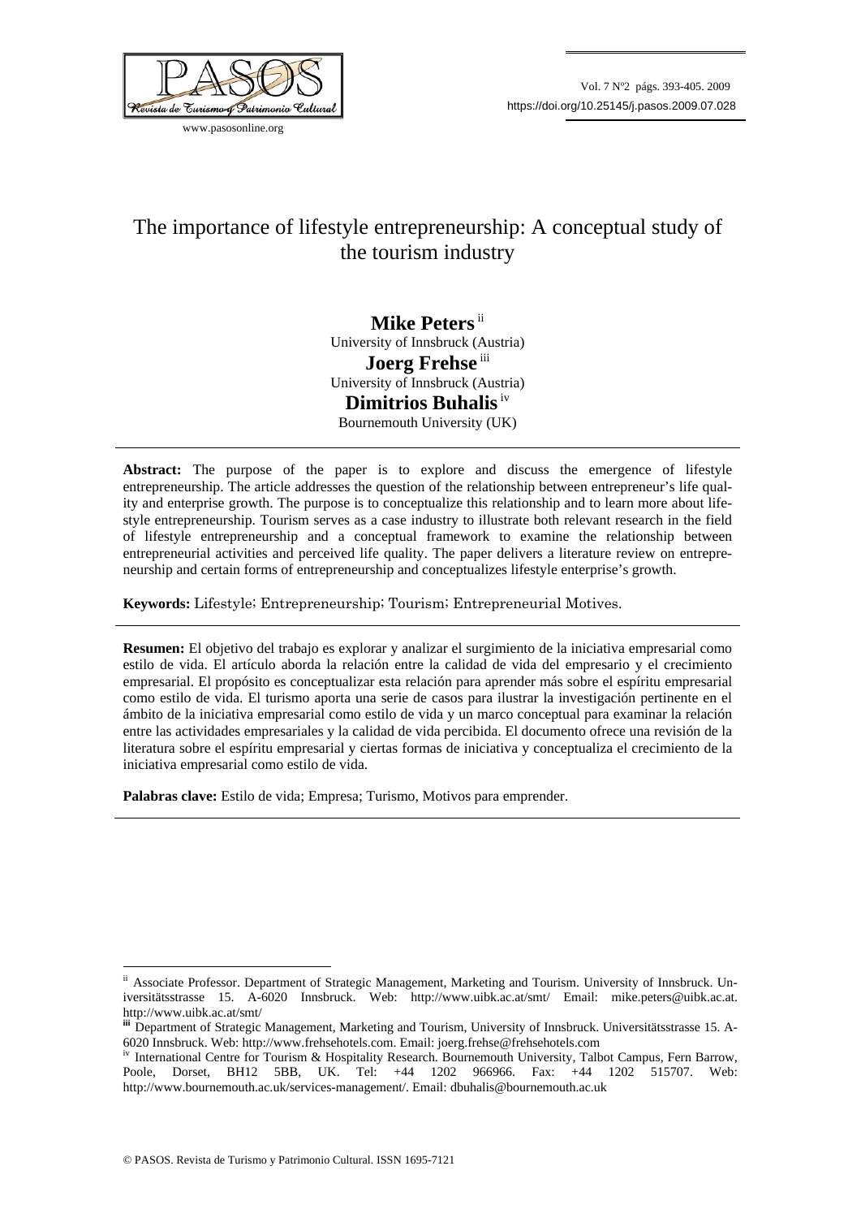# The importance of lifestyle entrepreneurship: A conceptual study of the tourism industry

**Mike Peters** [ii]
University of Innsbruck (Austria)

**Joerg Frehse** [iii]
University of Innsbruck (Austria)

**Dimitrios Buhalis** [iv]
Bournemouth University (UK)

---

**Abstract:** The purpose of the paper is to explore and discuss the emergence of lifestyle entrepreneurship. The article addresses the question of the relationship between entrepreneur's life quality and enterprise growth. The purpose is to conceptualize this relationship and to learn more about lifestyle entrepreneurship. Tourism serves as a case industry to illustrate both relevant research in the field of lifestyle entrepreneurship and a conceptual framework to examine the relationship between entrepreneurial activities and perceived life quality. The paper delivers a literature review on entrepreneurship and certain forms of entrepreneurship and conceptualizes lifestyle enterprise's growth.

**Keywords:** Lifestyle; Entrepreneurship; Tourism; Entrepreneurial Motives.

---

**Resumen:** El objetivo del trabajo es explorar y analizar el surgimiento de la iniciativa empresarial como estilo de vida. El artículo aborda la relación entre la calidad de vida del empresario y el crecimiento empresarial. El propósito es conceptualizar esta relación para aprender más sobre el espíritu empresarial como estilo de vida. El turismo aporta una serie de casos para ilustrar la investigación pertinente en el ámbito de la iniciativa empresarial como estilo de vida y un marco conceptual para examinar la relación entre las actividades empresariales y la calidad de vida percibida. El documento ofrece una revisión de la literatura sobre el espíritu empresarial y ciertas formas de iniciativa y conceptualiza el crecimiento de la iniciativa empresarial como estilo de vida.

**Palabras clave:** Estilo de vida; Empresa; Turismo, Motivos para emprender.

---

[ii] Associate Professor. Department of Strategic Management, Marketing and Tourism. University of Innsbruck. Universitätsstrasse 15. A-6020 Innsbruck. Web: http://www.uibk.ac.at/smt/ Email: mike.peters@uibk.ac.at. http://www.uibk.ac.at/smt/

[iii] Department of Strategic Management, Marketing and Tourism, University of Innsbruck. Universitätsstrasse 15. A-6020 Innsbruck. Web: http://www.frehsehotels.com. Email: joerg.frehse@frehsehotels.com

[iv] International Centre for Tourism & Hospitality Research. Bournemouth University, Talbot Campus, Fern Barrow, Poole, Dorset, BH12 5BB, UK. Tel: +44 1202 966966. Fax: +44 1202 515707. Web: http://www.bournemouth.ac.uk/services-management/. Email: dbuhalis@bournemouth.ac.uk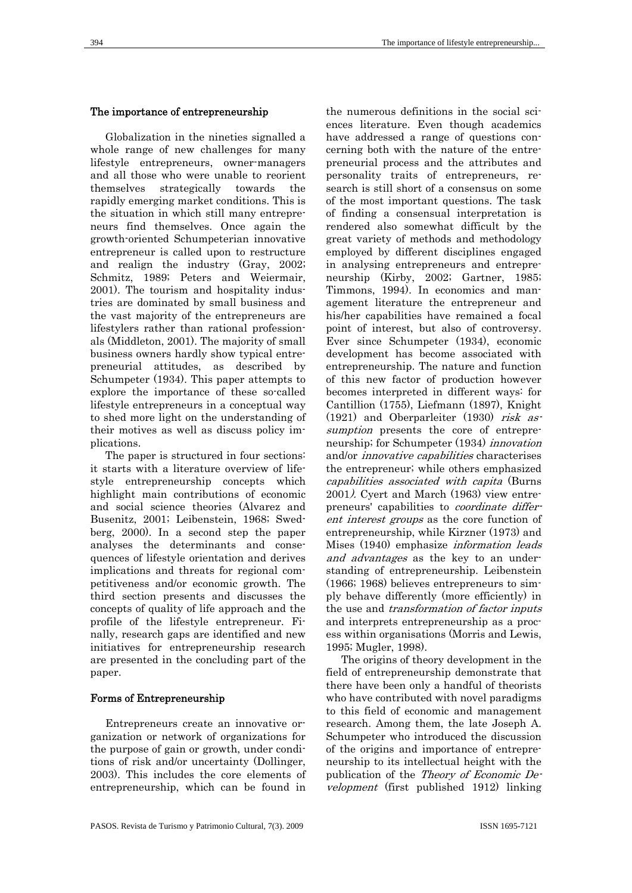## The importance of entrepreneurship

Globalization in the nineties signalled a whole range of new challenges for many lifestyle entrepreneurs, owner-managers and all those who were unable to reorient themselves strategically towards the rapidly emerging market conditions. This is the situation in which still many entrepreneurs find themselves. Once again the growth-oriented Schumpeterian innovative entrepreneur is called upon to restructure and realign the industry (Gray, 2002; Schmitz, 1989; Peters and Weiermair, 2001). The tourism and hospitality industries are dominated by small business and the vast majority of the entrepreneurs are lifestylers rather than rational professionals (Middleton, 2001). The majority of small business owners hardly show typical entrepreneurial attitudes, as described by Schumpeter (1934). This paper attempts to explore the importance of these so-called lifestyle entrepreneurs in a conceptual way to shed more light on the understanding of their motives as well as discuss policy implications.

The paper is structured in four sections: it starts with a literature overview of lifestyle entrepreneurship concepts which highlight main contributions of economic and social science theories (Alvarez and Busenitz, 2001; Leibenstein, 1968; Swedberg, 2000). In a second step the paper analyses the determinants and consequences of lifestyle orientation and derives implications and threats for regional competitiveness and/or economic growth. The third section presents and discusses the concepts of quality of life approach and the profile of the lifestyle entrepreneur. Finally, research gaps are identified and new initiatives for entrepreneurship research are presented in the concluding part of the paper.

## Forms of Entrepreneurship

Entrepreneurs create an innovative organization or network of organizations for the purpose of gain or growth, under conditions of risk and/or uncertainty (Dollinger, 2003). This includes the core elements of entrepreneurship, which can be found in the numerous definitions in the social sciences literature. Even though academics have addressed a range of questions concerning both with the nature of the entrepreneurial process and the attributes and personality traits of entrepreneurs, research is still short of a consensus on some of the most important questions. The task of finding a consensual interpretation is rendered also somewhat difficult by the great variety of methods and methodology employed by different disciplines engaged in analysing entrepreneurs and entrepreneurship (Kirby, 2002; Gartner, 1985; Timmons, 1994). In economics and management literature the entrepreneur and his/her capabilities have remained a focal point of interest, but also of controversy. Ever since Schumpeter (1934), economic development has become associated with entrepreneurship. The nature and function of this new factor of production however becomes interpreted in different ways: for Cantillion (1755), Liefmann (1897), Knight (1921) and Oberparleiter (1930) *risk assumption* presents the core of entrepreneurship; for Schumpeter (1934) *innovation* and/or *innovative capabilities* characterises the entrepreneur; while others emphasized *capabilities associated with capita* (Burns 2001*)*. Cyert and March (1963) view entrepreneurs' capabilities to *coordinate different interest groups* as the core function of entrepreneurship, while Kirzner (1973) and Mises (1940) emphasize *information leads and advantages* as the key to an understanding of entrepreneurship. Leibenstein (1966; 1968) believes entrepreneurs to simply behave differently (more efficiently) in the use and *transformation of factor inputs* and interprets entrepreneurship as a process within organisations (Morris and Lewis, 1995; Mugler, 1998).

The origins of theory development in the field of entrepreneurship demonstrate that there have been only a handful of theorists who have contributed with novel paradigms to this field of economic and management research. Among them, the late Joseph A. Schumpeter who introduced the discussion of the origins and importance of entrepreneurship to its intellectual height with the publication of the *Theory of Economic Development* (first published 1912) linking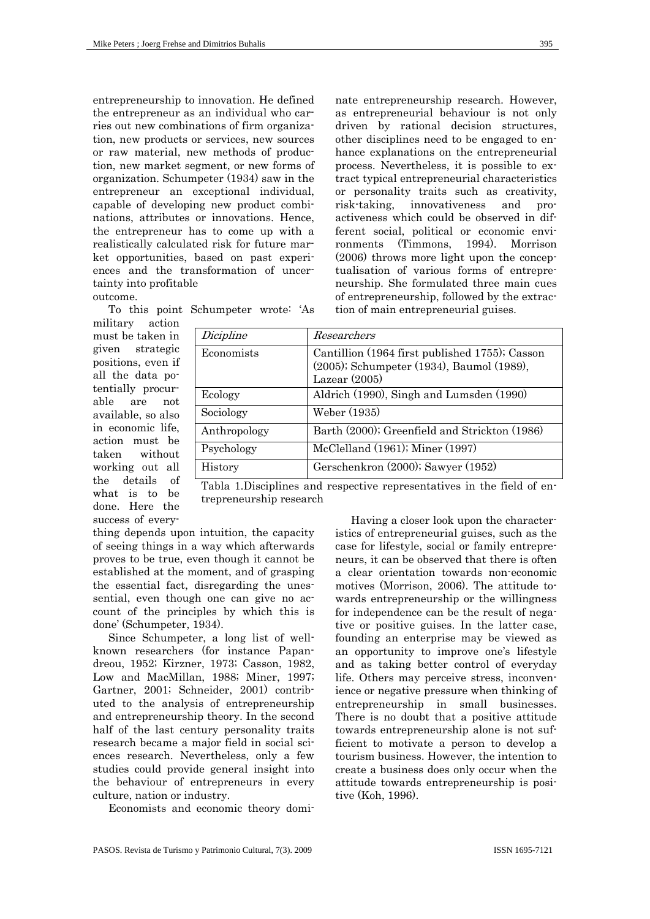entrepreneurship to innovation. He defined the entrepreneur as an individual who carries out new combinations of firm organization, new products or services, new sources or raw material, new methods of production, new market segment, or new forms of organization. Schumpeter (1934) saw in the entrepreneur an exceptional individual, capable of developing new product combinations, attributes or innovations. Hence, the entrepreneur has to come up with a realistically calculated risk for future market opportunities, based on past experiences and the transformation of uncertainty into profitable outcome.

To this point Schumpeter wrote: 'As military action must be taken in given strategic positions, even if all the data potentially procurable are not available, so also in economic life, action must be taken without working out all the details of what is to be done. Here the success of everything depends upon intuition, the capacity of seeing things in a way which afterwards proves to be true, even though it cannot be established at the moment, and of grasping the essential fact, disregarding the unessential, even though one can give no account of the principles by which this is done' (Schumpeter, 1934).

Since Schumpeter, a long list of well-known researchers (for instance Papandreou, 1952; Kirzner, 1973; Casson, 1982, Low and MacMillan, 1988; Miner, 1997; Gartner, 2001; Schneider, 2001) contributed to the analysis of entrepreneurship and entrepreneurship theory. In the second half of the last century personality traits research became a major field in social sciences research. Nevertheless, only a few studies could provide general insight into the behaviour of entrepreneurs in every culture, nation or industry.

Economists and economic theory dominate entrepreneurship research. However, as entrepreneurial behaviour is not only driven by rational decision structures, other disciplines need to be engaged to enhance explanations on the entrepreneurial process. Nevertheless, it is possible to extract typical entrepreneurial characteristics or personality traits such as creativity, risk-taking, innovativeness and proactiveness which could be observed in different social, political or economic environments (Timmons, 1994). Morrison (2006) throws more light upon the conceptualisation of various forms of entrepreneurship. She formulated three main cues of entrepreneurship, followed by the extraction of main entrepreneurial guises.

| *Dicipline* | *Researchers* |
|---|---|
| Economists | Cantillion (1964 first published 1755); Casson (2005); Schumpeter (1934), Baumol (1989), Lazear (2005) |
| Ecology | Aldrich (1990), Singh and Lumsden (1990) |
| Sociology | Weber (1935) |
| Anthropology | Barth (2000); Greenfield and Strickton (1986) |
| Psychology | McClelland (1961); Miner (1997) |
| History | Gerschenkron (2000); Sawyer (1952) |

Tabla 1.Disciplines and respective representatives in the field of entrepreneurship research

Having a closer look upon the characteristics of entrepreneurial guises, such as the case for lifestyle, social or family entrepreneurs, it can be observed that there is often a clear orientation towards non-economic motives (Morrison, 2006). The attitude towards entrepreneurship or the willingness for independence can be the result of negative or positive guises. In the latter case, founding an enterprise may be viewed as an opportunity to improve one's lifestyle and as taking better control of everyday life. Others may perceive stress, inconvenience or negative pressure when thinking of entrepreneurship in small businesses. There is no doubt that a positive attitude towards entrepreneurship alone is not sufficient to motivate a person to develop a tourism business. However, the intention to create a business does only occur when the attitude towards entrepreneurship is positive (Koh, 1996).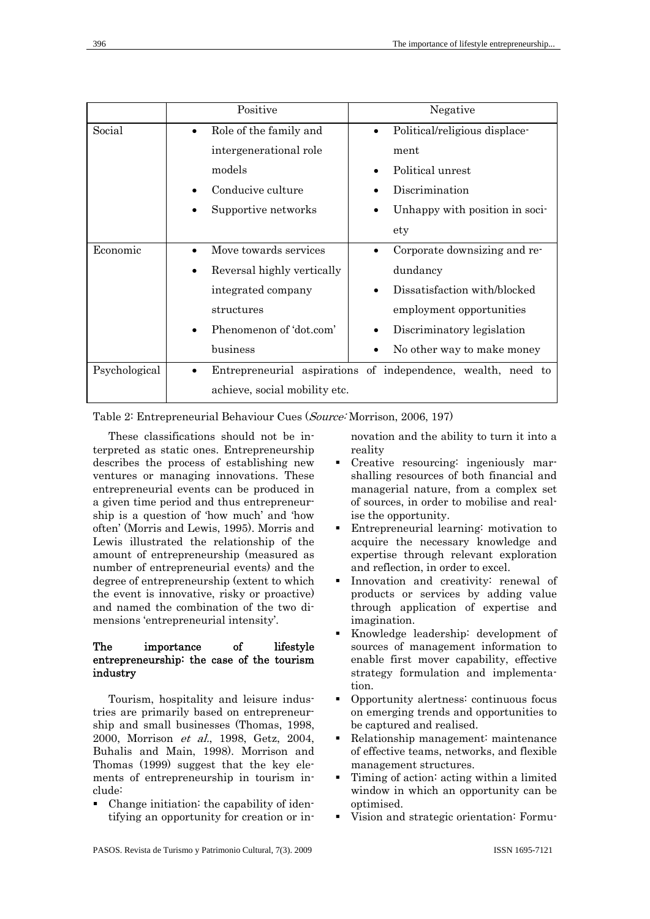|  | Positive | Negative |
|---|---|---|
| Social | • Role of the family and intergenerational role models<br>• Conducive culture<br>• Supportive networks | • Political/religious displacement<br>• Political unrest<br>• Discrimination<br>• Unhappy with position in society |
| Economic | • Move towards services<br>• Reversal highly vertically integrated company structures<br>• Phenomenon of 'dot.com' business | • Corporate downsizing and redundancy<br>• Dissatisfaction with/blocked employment opportunities<br>• Discriminatory legislation<br>• No other way to make money |
| Psychological | • Entrepreneurial aspirations of independence, wealth, need to achieve, social mobility etc. | |

Table 2: Entrepreneurial Behaviour Cues (*Source:* Morrison, 2006, 197)

These classifications should not be interpreted as static ones. Entrepreneurship describes the process of establishing new ventures or managing innovations. These entrepreneurial events can be produced in a given time period and thus entrepreneurship is a question of 'how much' and 'how often' (Morris and Lewis, 1995). Morris and Lewis illustrated the relationship of the amount of entrepreneurship (measured as number of entrepreneurial events) and the degree of entrepreneurship (extent to which the event is innovative, risky or proactive) and named the combination of the two dimensions 'entrepreneurial intensity'.

## The importance of lifestyle entrepreneurship: the case of the tourism industry

Tourism, hospitality and leisure industries are primarily based on entrepreneurship and small businesses (Thomas, 1998, 2000, Morrison *et al.*, 1998, Getz, 2004, Buhalis and Main, 1998). Morrison and Thomas (1999) suggest that the key elements of entrepreneurship in tourism include:

- Change initiation: the capability of identifying an opportunity for creation or innovation and the ability to turn it into a reality
- Creative resourcing: ingeniously marshalling resources of both financial and managerial nature, from a complex set of sources, in order to mobilise and realise the opportunity.
- Entrepreneurial learning: motivation to acquire the necessary knowledge and expertise through relevant exploration and reflection, in order to excel.
- Innovation and creativity: renewal of products or services by adding value through application of expertise and imagination.
- Knowledge leadership: development of sources of management information to enable first mover capability, effective strategy formulation and implementation.
- Opportunity alertness: continuous focus on emerging trends and opportunities to be captured and realised.
- Relationship management: maintenance of effective teams, networks, and flexible management structures.
- Timing of action: acting within a limited window in which an opportunity can be optimised.
- Vision and strategic orientation: Formu-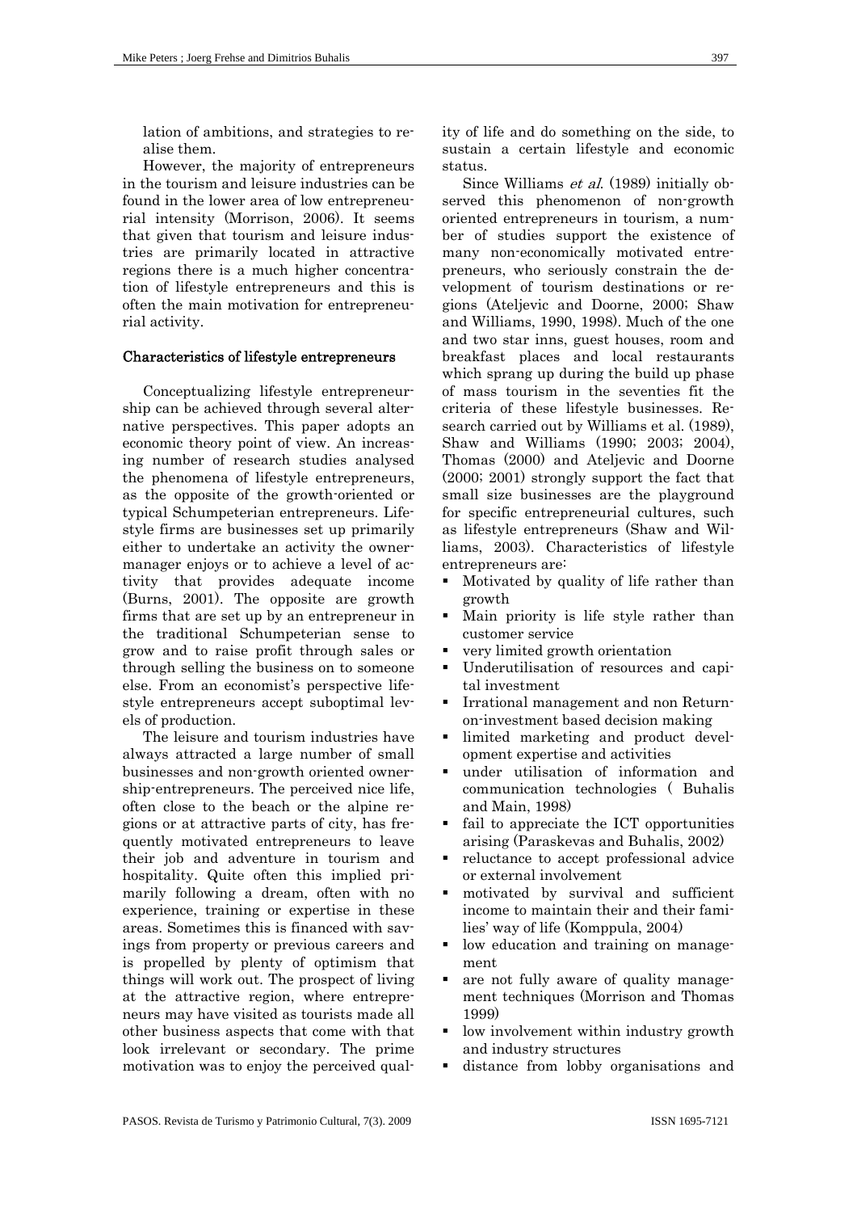lation of ambitions, and strategies to realise them.

However, the majority of entrepreneurs in the tourism and leisure industries can be found in the lower area of low entrepreneurial intensity (Morrison, 2006). It seems that given that tourism and leisure industries are primarily located in attractive regions there is a much higher concentration of lifestyle entrepreneurs and this is often the main motivation for entrepreneurial activity.

### Characteristics of lifestyle entrepreneurs

Conceptualizing lifestyle entrepreneurship can be achieved through several alternative perspectives. This paper adopts an economic theory point of view. An increasing number of research studies analysed the phenomena of lifestyle entrepreneurs, as the opposite of the growth-oriented or typical Schumpeterian entrepreneurs. Lifestyle firms are businesses set up primarily either to undertake an activity the owner-manager enjoys or to achieve a level of activity that provides adequate income (Burns, 2001). The opposite are growth firms that are set up by an entrepreneur in the traditional Schumpeterian sense to grow and to raise profit through sales or through selling the business on to someone else. From an economist's perspective lifestyle entrepreneurs accept suboptimal levels of production.

The leisure and tourism industries have always attracted a large number of small businesses and non-growth oriented ownership-entrepreneurs. The perceived nice life, often close to the beach or the alpine regions or at attractive parts of city, has frequently motivated entrepreneurs to leave their job and adventure in tourism and hospitality. Quite often this implied primarily following a dream, often with no experience, training or expertise in these areas. Sometimes this is financed with savings from property or previous careers and is propelled by plenty of optimism that things will work out. The prospect of living at the attractive region, where entrepreneurs may have visited as tourists made all other business aspects that come with that look irrelevant or secondary. The prime motivation was to enjoy the perceived quality of life and do something on the side, to sustain a certain lifestyle and economic status.

Since Williams *et al.* (1989) initially observed this phenomenon of non-growth oriented entrepreneurs in tourism, a number of studies support the existence of many non-economically motivated entrepreneurs, who seriously constrain the development of tourism destinations or regions (Ateljevic and Doorne, 2000; Shaw and Williams, 1990, 1998). Much of the one and two star inns, guest houses, room and breakfast places and local restaurants which sprang up during the build up phase of mass tourism in the seventies fit the criteria of these lifestyle businesses. Research carried out by Williams et al. (1989), Shaw and Williams (1990; 2003; 2004), Thomas (2000) and Ateljevic and Doorne (2000; 2001) strongly support the fact that small size businesses are the playground for specific entrepreneurial cultures, such as lifestyle entrepreneurs (Shaw and Williams, 2003). Characteristics of lifestyle entrepreneurs are:

- Motivated by quality of life rather than growth
- Main priority is life style rather than customer service
- very limited growth orientation
- Underutilisation of resources and capital investment
- Irrational management and non Return-on-investment based decision making
- limited marketing and product development expertise and activities
- under utilisation of information and communication technologies ( Buhalis and Main, 1998)
- fail to appreciate the ICT opportunities arising (Paraskevas and Buhalis, 2002)
- reluctance to accept professional advice or external involvement
- motivated by survival and sufficient income to maintain their and their families' way of life (Komppula, 2004)
- low education and training on management
- are not fully aware of quality management techniques (Morrison and Thomas 1999)
- low involvement within industry growth and industry structures
- distance from lobby organisations and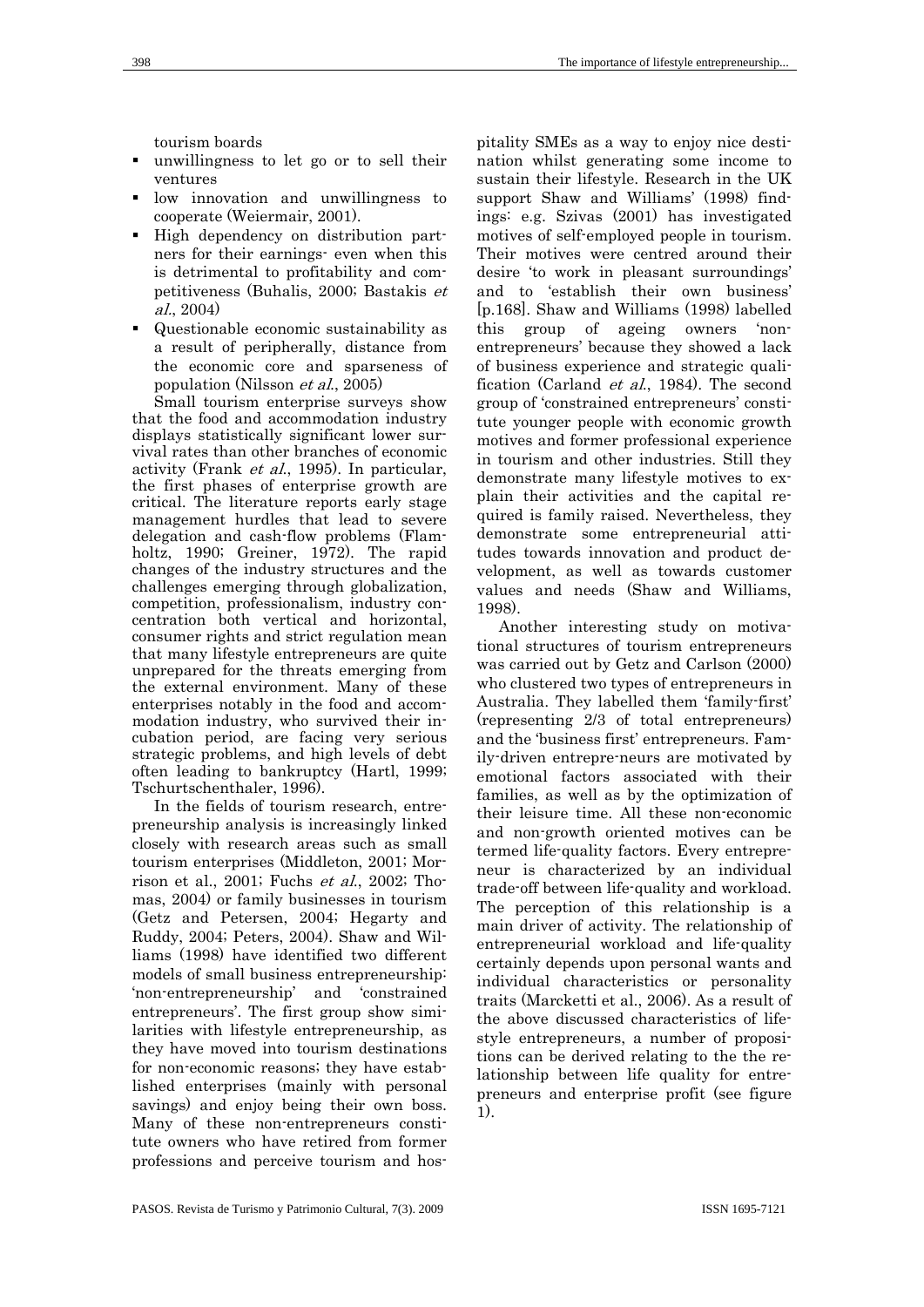tourism boards

- unwillingness to let go or to sell their ventures
- low innovation and unwillingness to cooperate (Weiermair, 2001).
- High dependency on distribution partners for their earnings- even when this is detrimental to profitability and competitiveness (Buhalis, 2000; Bastakis *et al.*, 2004)
- Questionable economic sustainability as a result of peripherally, distance from the economic core and sparseness of population (Nilsson *et al.*, 2005)

Small tourism enterprise surveys show that the food and accommodation industry displays statistically significant lower survival rates than other branches of economic activity (Frank *et al.*, 1995). In particular, the first phases of enterprise growth are critical. The literature reports early stage management hurdles that lead to severe delegation and cash-flow problems (Flamholtz, 1990; Greiner, 1972). The rapid changes of the industry structures and the challenges emerging through globalization, competition, professionalism, industry concentration both vertical and horizontal, consumer rights and strict regulation mean that many lifestyle entrepreneurs are quite unprepared for the threats emerging from the external environment. Many of these enterprises notably in the food and accommodation industry, who survived their incubation period, are facing very serious strategic problems, and high levels of debt often leading to bankruptcy (Hartl, 1999; Tschurtschenthaler, 1996).

In the fields of tourism research, entrepreneurship analysis is increasingly linked closely with research areas such as small tourism enterprises (Middleton, 2001; Morrison et al., 2001; Fuchs *et al.*, 2002; Thomas, 2004) or family businesses in tourism (Getz and Petersen, 2004; Hegarty and Ruddy, 2004; Peters, 2004). Shaw and Williams (1998) have identified two different models of small business entrepreneurship: 'non-entrepreneurship' and 'constrained entrepreneurs'. The first group show similarities with lifestyle entrepreneurship, as they have moved into tourism destinations for non-economic reasons; they have established enterprises (mainly with personal savings) and enjoy being their own boss. Many of these non-entrepreneurs constitute owners who have retired from former professions and perceive tourism and hospitality SMEs as a way to enjoy nice destination whilst generating some income to sustain their lifestyle. Research in the UK support Shaw and Williams' (1998) findings: e.g. Szivas (2001) has investigated motives of self-employed people in tourism. Their motives were centred around their desire 'to work in pleasant surroundings' and to 'establish their own business' [p.168]. Shaw and Williams (1998) labelled this group of ageing owners 'non-entrepreneurs' because they showed a lack of business experience and strategic qualification (Carland *et al.*, 1984). The second group of 'constrained entrepreneurs' constitute younger people with economic growth motives and former professional experience in tourism and other industries. Still they demonstrate many lifestyle motives to explain their activities and the capital required is family raised. Nevertheless, they demonstrate some entrepreneurial attitudes towards innovation and product development, as well as towards customer values and needs (Shaw and Williams, 1998).

Another interesting study on motivational structures of tourism entrepreneurs was carried out by Getz and Carlson (2000) who clustered two types of entrepreneurs in Australia. They labelled them 'family-first' (representing 2/3 of total entrepreneurs) and the 'business first' entrepreneurs. Family-driven entrepre-neurs are motivated by emotional factors associated with their families, as well as by the optimization of their leisure time. All these non-economic and non-growth oriented motives can be termed life-quality factors. Every entrepreneur is characterized by an individual trade-off between life-quality and workload. The perception of this relationship is a main driver of activity. The relationship of entrepreneurial workload and life-quality certainly depends upon personal wants and individual characteristics or personality traits (Marcketti et al., 2006). As a result of the above discussed characteristics of lifestyle entrepreneurs, a number of propositions can be derived relating to the the relationship between life quality for entrepreneurs and enterprise profit (see figure 1).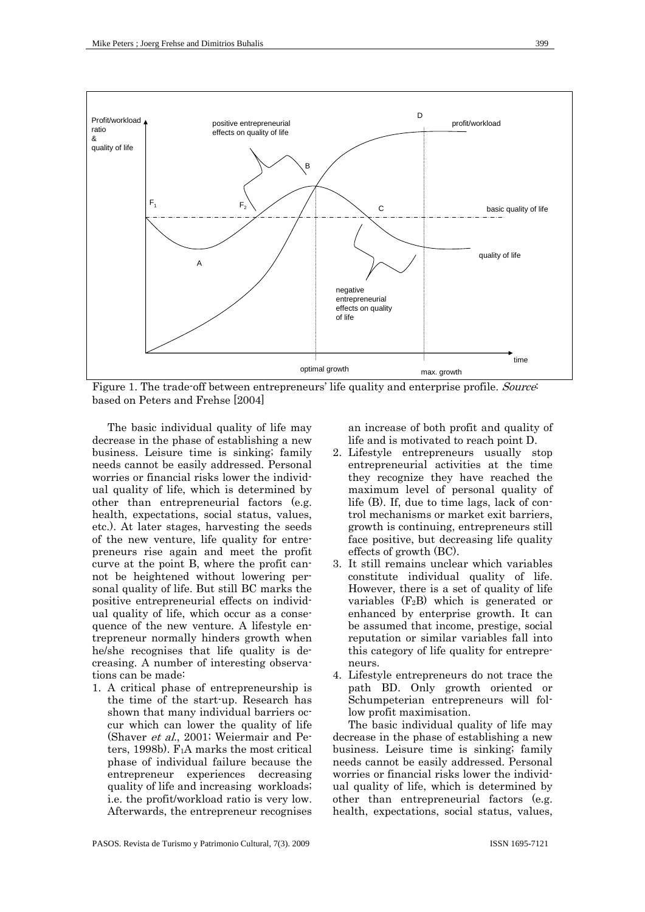Figure 1. The trade-off between entrepreneurs' life quality and enterprise profile. *Source*: based on Peters and Frehse [2004]

The basic individual quality of life may decrease in the phase of establishing a new business. Leisure time is sinking; family needs cannot be easily addressed. Personal worries or financial risks lower the individual quality of life, which is determined by other than entrepreneurial factors (e.g. health, expectations, social status, values, etc.). At later stages, harvesting the seeds of the new venture, life quality for entrepreneurs rise again and meet the profit curve at the point B, where the profit cannot be heightened without lowering personal quality of life. But still BC marks the positive entrepreneurial effects on individual quality of life, which occur as a consequence of the new venture. A lifestyle entrepreneur normally hinders growth when he/she recognises that life quality is decreasing. A number of interesting observations can be made:

1. A critical phase of entrepreneurship is the time of the start-up. Research has shown that many individual barriers occur which can lower the quality of life (Shaver *et al*., 2001; Weiermair and Peters, 1998b). $F_1$A marks the most critical phase of individual failure because the entrepreneur experiences decreasing quality of life and increasing workloads; i.e. the profit/workload ratio is very low. Afterwards, the entrepreneur recognises an increase of both profit and quality of life and is motivated to reach point D.
2. Lifestyle entrepreneurs usually stop entrepreneurial activities at the time they recognize they have reached the maximum level of personal quality of life (B). If, due to time lags, lack of control mechanisms or market exit barriers, growth is continuing, entrepreneurs still face positive, but decreasing life quality effects of growth (BC).
3. It still remains unclear which variables constitute individual quality of life. However, there is a set of quality of life variables ($F_2$B) which is generated or enhanced by enterprise growth. It can be assumed that income, prestige, social reputation or similar variables fall into this category of life quality for entrepreneurs.
4. Lifestyle entrepreneurs do not trace the path BD. Only growth oriented or Schumpeterian entrepreneurs will follow profit maximisation.

The basic individual quality of life may decrease in the phase of establishing a new business. Leisure time is sinking; family needs cannot be easily addressed. Personal worries or financial risks lower the individual quality of life, which is determined by other than entrepreneurial factors (e.g. health, expectations, social status, values,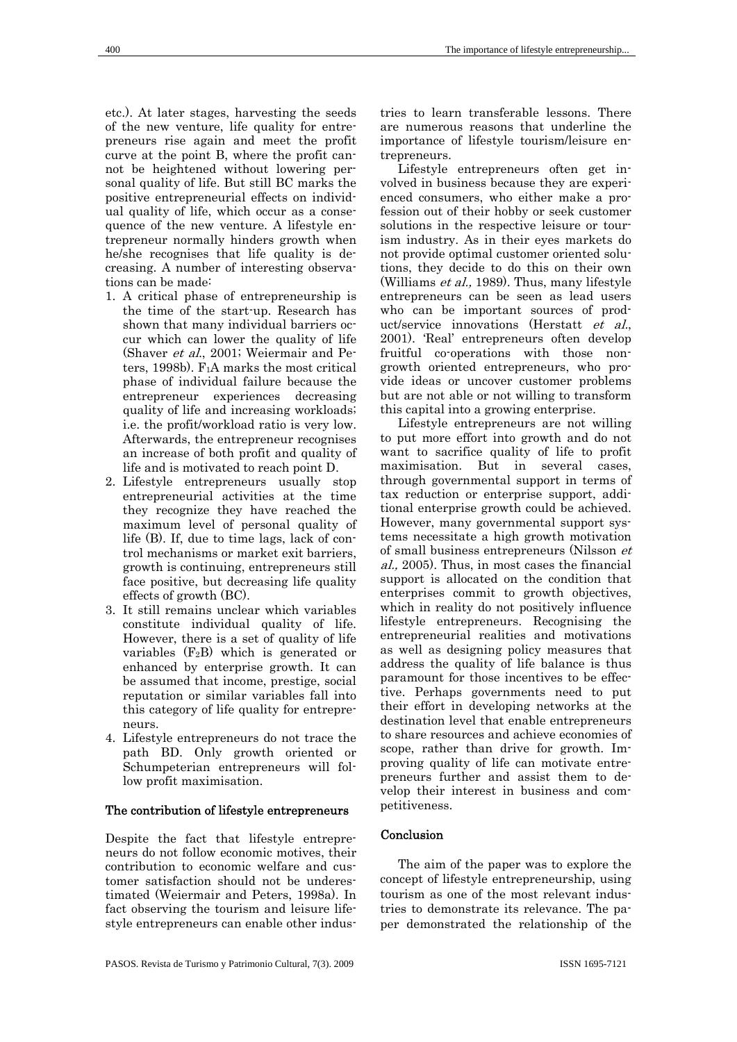etc.). At later stages, harvesting the seeds of the new venture, life quality for entrepreneurs rise again and meet the profit curve at the point B, where the profit cannot be heightened without lowering personal quality of life. But still BC marks the positive entrepreneurial effects on individual quality of life, which occur as a consequence of the new venture. A lifestyle entrepreneur normally hinders growth when he/she recognises that life quality is decreasing. A number of interesting observations can be made:

1. A critical phase of entrepreneurship is the time of the start-up. Research has shown that many individual barriers occur which can lower the quality of life (Shaver *et al.*, 2001; Weiermair and Peters, 1998b). $F_1A$ marks the most critical phase of individual failure because the entrepreneur experiences decreasing quality of life and increasing workloads; i.e. the profit/workload ratio is very low. Afterwards, the entrepreneur recognises an increase of both profit and quality of life and is motivated to reach point D.
2. Lifestyle entrepreneurs usually stop entrepreneurial activities at the time they recognize they have reached the maximum level of personal quality of life (B). If, due to time lags, lack of control mechanisms or market exit barriers, growth is continuing, entrepreneurs still face positive, but decreasing life quality effects of growth (BC).
3. It still remains unclear which variables constitute individual quality of life. However, there is a set of quality of life variables ($F_2B$) which is generated or enhanced by enterprise growth. It can be assumed that income, prestige, social reputation or similar variables fall into this category of life quality for entrepreneurs.
4. Lifestyle entrepreneurs do not trace the path BD. Only growth oriented or Schumpeterian entrepreneurs will follow profit maximisation.

## The contribution of lifestyle entrepreneurs

Despite the fact that lifestyle entrepreneurs do not follow economic motives, their contribution to economic welfare and customer satisfaction should not be underestimated (Weiermair and Peters, 1998a). In fact observing the tourism and leisure lifestyle entrepreneurs can enable other industries to learn transferable lessons. There are numerous reasons that underline the importance of lifestyle tourism/leisure entrepreneurs.

Lifestyle entrepreneurs often get involved in business because they are experienced consumers, who either make a profession out of their hobby or seek customer solutions in the respective leisure or tourism industry. As in their eyes markets do not provide optimal customer oriented solutions, they decide to do this on their own (Williams *et al.,* 1989). Thus, many lifestyle entrepreneurs can be seen as lead users who can be important sources of product/service innovations (Herstatt *et al.*, 2001). 'Real' entrepreneurs often develop fruitful co-operations with those non-growth oriented entrepreneurs, who provide ideas or uncover customer problems but are not able or not willing to transform this capital into a growing enterprise.

Lifestyle entrepreneurs are not willing to put more effort into growth and do not want to sacrifice quality of life to profit maximisation. But in several cases, through governmental support in terms of tax reduction or enterprise support, additional enterprise growth could be achieved. However, many governmental support systems necessitate a high growth motivation of small business entrepreneurs (Nilsson *et al.,* 2005). Thus, in most cases the financial support is allocated on the condition that enterprises commit to growth objectives, which in reality do not positively influence lifestyle entrepreneurs. Recognising the entrepreneurial realities and motivations as well as designing policy measures that address the quality of life balance is thus paramount for those incentives to be effective. Perhaps governments need to put their effort in developing networks at the destination level that enable entrepreneurs to share resources and achieve economies of scope, rather than drive for growth. Improving quality of life can motivate entrepreneurs further and assist them to develop their interest in business and competitiveness.

## Conclusion

The aim of the paper was to explore the concept of lifestyle entrepreneurship, using tourism as one of the most relevant industries to demonstrate its relevance. The paper demonstrated the relationship of the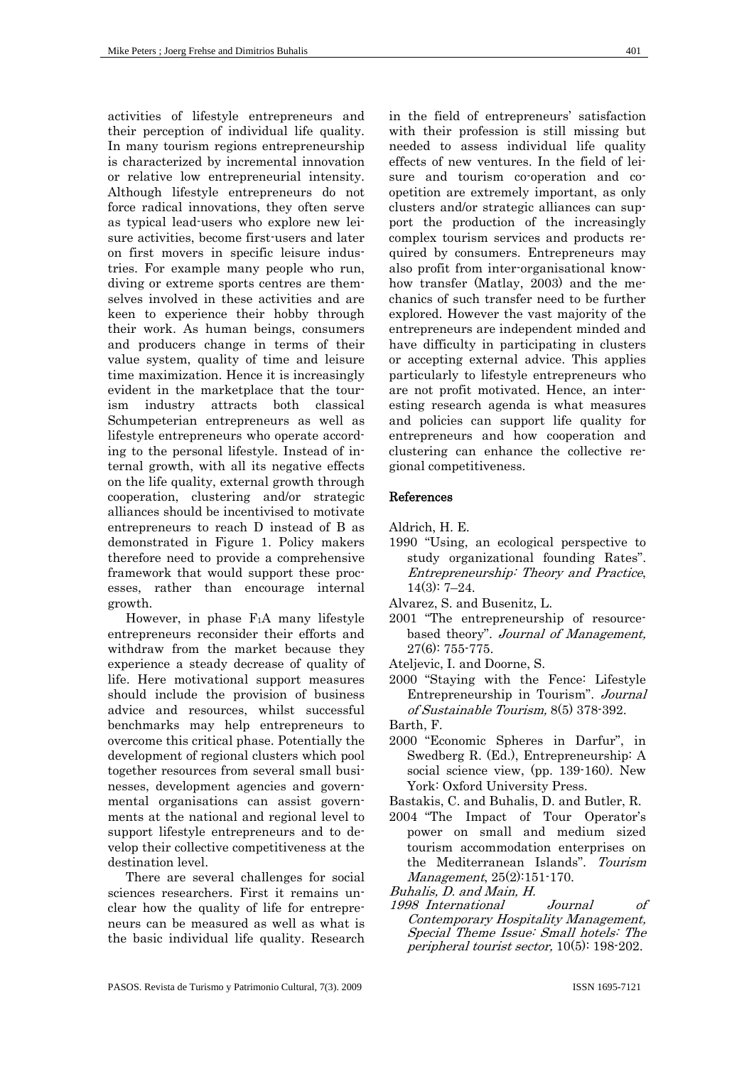activities of lifestyle entrepreneurs and their perception of individual life quality. In many tourism regions entrepreneurship is characterized by incremental innovation or relative low entrepreneurial intensity. Although lifestyle entrepreneurs do not force radical innovations, they often serve as typical lead-users who explore new leisure activities, become first-users and later on first movers in specific leisure industries. For example many people who run, diving or extreme sports centres are themselves involved in these activities and are keen to experience their hobby through their work. As human beings, consumers and producers change in terms of their value system, quality of time and leisure time maximization. Hence it is increasingly evident in the marketplace that the tourism industry attracts both classical Schumpeterian entrepreneurs as well as lifestyle entrepreneurs who operate according to the personal lifestyle. Instead of internal growth, with all its negative effects on the life quality, external growth through cooperation, clustering and/or strategic alliances should be incentivised to motivate entrepreneurs to reach D instead of B as demonstrated in Figure 1. Policy makers therefore need to provide a comprehensive framework that would support these processes, rather than encourage internal growth.

However, in phase $F_1A$ many lifestyle entrepreneurs reconsider their efforts and withdraw from the market because they experience a steady decrease of quality of life. Here motivational support measures should include the provision of business advice and resources, whilst successful benchmarks may help entrepreneurs to overcome this critical phase. Potentially the development of regional clusters which pool together resources from several small businesses, development agencies and governmental organisations can assist governments at the national and regional level to support lifestyle entrepreneurs and to develop their collective competitiveness at the destination level.

There are several challenges for social sciences researchers. First it remains unclear how the quality of life for entrepreneurs can be measured as well as what is the basic individual life quality. Research in the field of entrepreneurs' satisfaction with their profession is still missing but needed to assess individual life quality effects of new ventures. In the field of leisure and tourism co-operation and coopetition are extremely important, as only clusters and/or strategic alliances can support the production of the increasingly complex tourism services and products required by consumers. Entrepreneurs may also profit from inter-organisational knowhow transfer (Matlay, 2003) and the mechanics of such transfer need to be further explored. However the vast majority of the entrepreneurs are independent minded and have difficulty in participating in clusters or accepting external advice. This applies particularly to lifestyle entrepreneurs who are not profit motivated. Hence, an interesting research agenda is what measures and policies can support life quality for entrepreneurs and how cooperation and clustering can enhance the collective regional competitiveness.

## References

Aldrich, H. E.
1990 "Using, an ecological perspective to study organizational founding Rates". *Entrepreneurship: Theory and Practice*, 14(3): 7–24.

Alvarez, S. and Busenitz, L.
2001 "The entrepreneurship of resource-based theory". *Journal of Management,* 27(6): 755-775.

Ateljevic, I. and Doorne, S.
2000 "Staying with the Fence: Lifestyle Entrepreneurship in Tourism". *Journal of Sustainable Tourism,* 8(5) 378-392.

Barth, F.
2000 "Economic Spheres in Darfur", in Swedberg R. (Ed.), Entrepreneurship: A social science view, (pp. 139-160). New York: Oxford University Press.

Bastakis, C. and Buhalis, D. and Butler, R.
2004 "The Impact of Tour Operator's power on small and medium sized tourism accommodation enterprises on the Mediterranean Islands". *Tourism Management*, 25(2):151-170.

*Buhalis, D. and Main, H.*
*1998 International Journal of Contemporary Hospitality Management, Special Theme Issue: Small hotels: The peripheral tourist sector,* 10(5): 198-202.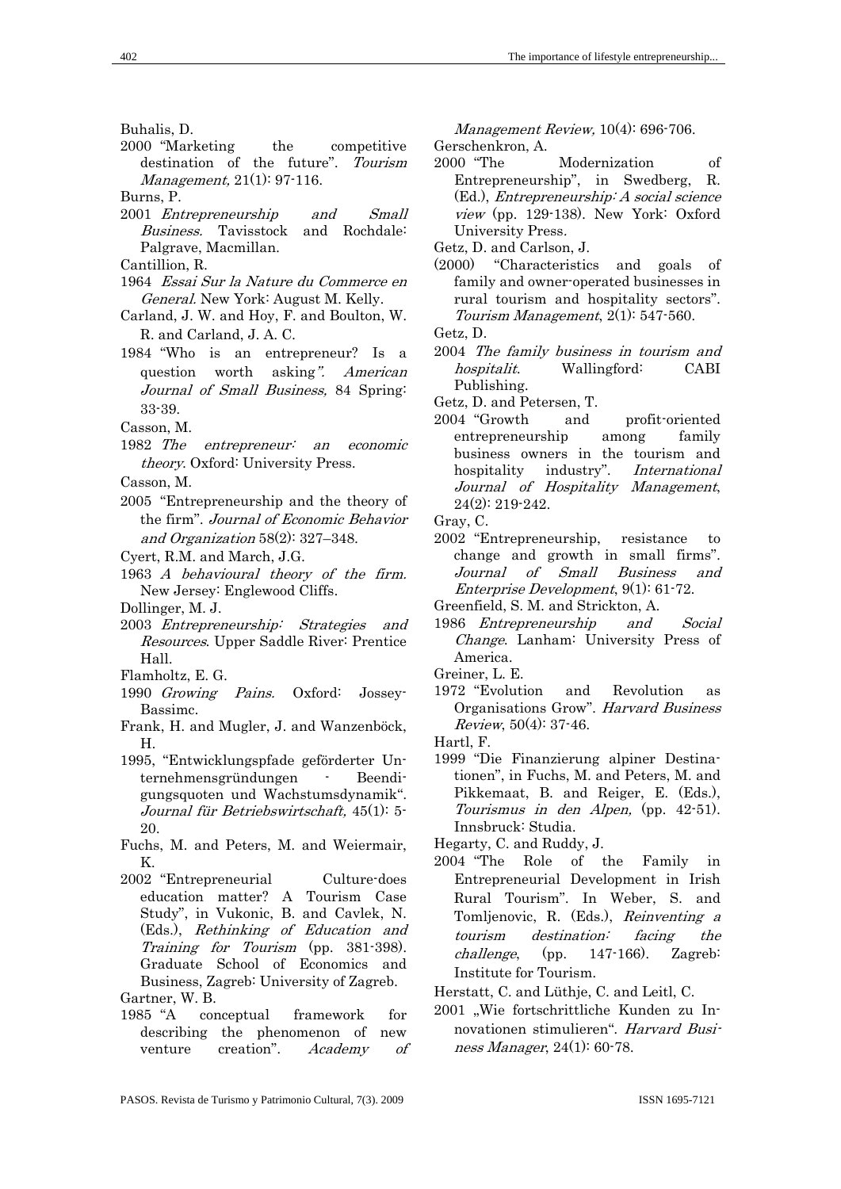Buhalis, D.

2000 "Marketing the competitive destination of the future". *Tourism Management,* 21(1): 97-116.

Burns, P.

2001 *Entrepreneurship and Small Business.* Tavisstock and Rochdale: Palgrave, Macmillan.

Cantillion, R.

1964 *Essai Sur la Nature du Commerce en General.* New York: August M. Kelly.

Carland, J. W. and Hoy, F. and Boulton, W. R. and Carland, J. A. C.

1984 "Who is an entrepreneur? Is a question worth asking". *American Journal of Small Business,* 84 Spring: 33-39.

Casson, M.

1982 *The entrepreneur: an economic theory*. Oxford: University Press.

Casson, M.

2005 "Entrepreneurship and the theory of the firm". *Journal of Economic Behavior and Organization* 58(2): 327–348.

Cyert, R.M. and March, J.G.

1963 *A behavioural theory of the firm.* New Jersey: Englewood Cliffs.

Dollinger, M. J.

2003 *Entrepreneurship: Strategies and Resources*. Upper Saddle River: Prentice Hall.

Flamholtz, E. G.

1990 *Growing Pains.* Oxford: Jossey-Bassimc.

Frank, H. and Mugler, J. and Wanzenböck, H.

1995, "Entwicklungspfade geförderter Unternehmensgründungen - Beendigungsquoten und Wachstumsdynamik". *Journal für Betriebswirtschaft,* 45(1): 5-20.

Fuchs, M. and Peters, M. and Weiermair, K.

2002 "Entrepreneurial Culture-does education matter? A Tourism Case Study", in Vukonic, B. and Cavlek, N. (Eds.), *Rethinking of Education and Training for Tourism* (pp. 381-398). Graduate School of Economics and Business, Zagreb: University of Zagreb.

Gartner, W. B.

1985 "A conceptual framework for describing the phenomenon of new venture creation". *Academy of Management Review,* 10(4): 696-706.

Gerschenkron, A.

2000 "The Modernization of Entrepreneurship", in Swedberg, R. (Ed.), *Entrepreneurship: A social science view* (pp. 129-138). New York: Oxford University Press.

Getz, D. and Carlson, J.

(2000) "Characteristics and goals of family and owner-operated businesses in rural tourism and hospitality sectors". *Tourism Management*, 2(1): 547-560.

Getz, D.

2004 *The family business in tourism and hospitalit*. Wallingford: CABI Publishing.

Getz, D. and Petersen, T.

2004 "Growth and profit-oriented entrepreneurship among family business owners in the tourism and hospitality industry". *International Journal of Hospitality Management*, 24(2): 219-242.

Gray, C.

2002 "Entrepreneurship, resistance to change and growth in small firms". *Journal of Small Business and Enterprise Development*, 9(1): 61-72.

Greenfield, S. M. and Strickton, A.

1986 *Entrepreneurship and Social Change*. Lanham: University Press of America.

Greiner, L. E.

1972 "Evolution and Revolution as Organisations Grow". *Harvard Business Review*, 50(4): 37-46.

Hartl, F.

1999 "Die Finanzierung alpiner Destinationen", in Fuchs, M. and Peters, M. and Pikkemaat, B. and Reiger, E. (Eds.), *Tourismus in den Alpen,* (pp. 42-51). Innsbruck: Studia.

Hegarty, C. and Ruddy, J.

2004 "The Role of the Family in Entrepreneurial Development in Irish Rural Tourism". In Weber, S. and Tomljenovic, R. (Eds.), *Reinventing a tourism destination: facing the challenge*, (pp. 147-166). Zagreb: Institute for Tourism.

Herstatt, C. and Lüthje, C. and Leitl, C.

2001 „Wie fortschrittliche Kunden zu Innovationen stimulieren". *Harvard Business Manager*, 24(1): 60-78.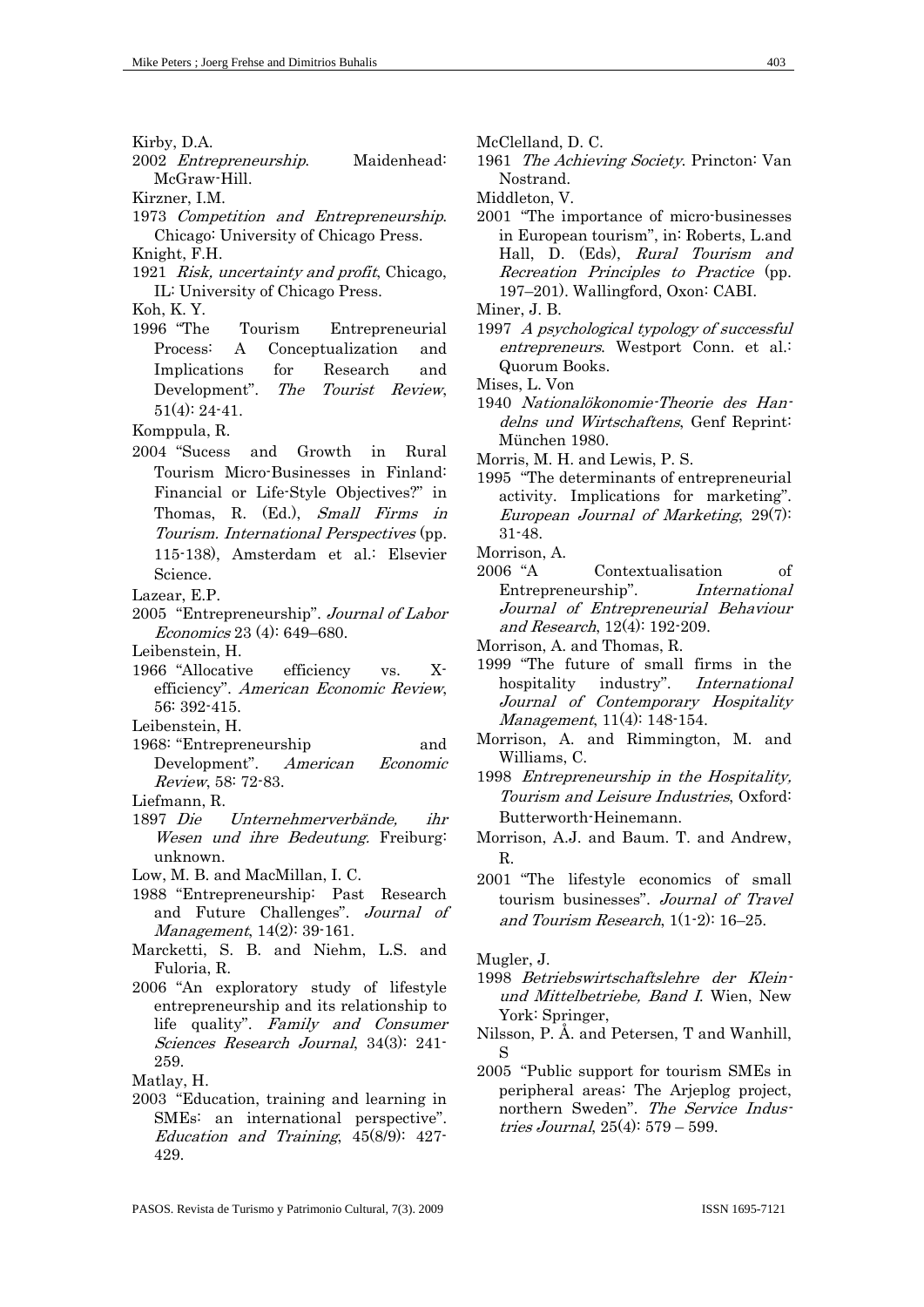Kirby, D.A.

2002 *Entrepreneurship*. Maidenhead: McGraw-Hill.

Kirzner, I.M.

1973 *Competition and Entrepreneurship*. Chicago: University of Chicago Press.

Knight, F.H.

1921 *Risk, uncertainty and profit*, Chicago, IL: University of Chicago Press.

Koh, K. Y.

1996 "The Tourism Entrepreneurial Process: A Conceptualization and Implications for Research and Development". *The Tourist Review*, 51(4): 24-41.

Komppula, R.

2004 "Sucess and Growth in Rural Tourism Micro-Businesses in Finland: Financial or Life-Style Objectives?" in Thomas, R. (Ed.), *Small Firms in Tourism. International Perspectives* (pp. 115-138), Amsterdam et al.: Elsevier Science.

Lazear, E.P.

2005 "Entrepreneurship". *Journal of Labor Economics* 23 (4): 649–680.

Leibenstein, H.

1966 "Allocative efficiency vs. X-efficiency". *American Economic Review*, 56: 392-415.

Leibenstein, H.

1968: "Entrepreneurship and Development". *American Economic Review*, 58: 72-83.

Liefmann, R.

1897 *Die Unternehmerverbände, ihr Wesen und ihre Bedeutung.* Freiburg: unknown.

Low, M. B. and MacMillan, I. C.

1988 "Entrepreneurship: Past Research and Future Challenges". *Journal of Management*, 14(2): 39-161.

Marcketti, S. B. and Niehm, L.S. and Fuloria, R.

2006 "An exploratory study of lifestyle entrepreneurship and its relationship to life quality". *Family and Consumer Sciences Research Journal*, 34(3): 241-259.

Matlay, H.

2003 "Education, training and learning in SMEs: an international perspective". *Education and Training*, 45(8/9): 427-429.

McClelland, D. C.

1961 *The Achieving Society*. Princton: Van Nostrand.

Middleton, V.

2001 "The importance of micro-businesses in European tourism", in: Roberts, L.and Hall, D. (Eds), *Rural Tourism and Recreation Principles to Practice* (pp. 197–201). Wallingford, Oxon: CABI.

Miner, J. B.

1997 *A psychological typology of successful entrepreneurs*. Westport Conn. et al.: Quorum Books.

Mises, L. Von

1940 *Nationalökonomie-Theorie des Handelns und Wirtschaftens*, Genf Reprint: München 1980.

Morris, M. H. and Lewis, P. S.

1995 "The determinants of entrepreneurial activity. Implications for marketing". *European Journal of Marketing*, 29(7): 31-48.

Morrison, A.

2006 "A Contextualisation of Entrepreneurship". *International Journal of Entrepreneurial Behaviour and Research*, 12(4): 192-209.

Morrison, A. and Thomas, R.

1999 "The future of small firms in the hospitality industry". *International Journal of Contemporary Hospitality Management*, 11(4): 148-154.

Morrison, A. and Rimmington, M. and Williams, C.

1998 *Entrepreneurship in the Hospitality, Tourism and Leisure Industries*, Oxford: Butterworth-Heinemann.

Morrison, A.J. and Baum. T. and Andrew, R.

2001 "The lifestyle economics of small tourism businesses". *Journal of Travel and Tourism Research*, 1(1-2): 16–25.

Mugler, J.

1998 *Betriebswirtschaftslehre der Klein- und Mittelbetriebe, Band I*. Wien, New York: Springer,

Nilsson, P. Å. and Petersen, T and Wanhill, S

2005 "Public support for tourism SMEs in peripheral areas: The Arjeplog project, northern Sweden". *The Service Industries Journal*, 25(4): 579 – 599.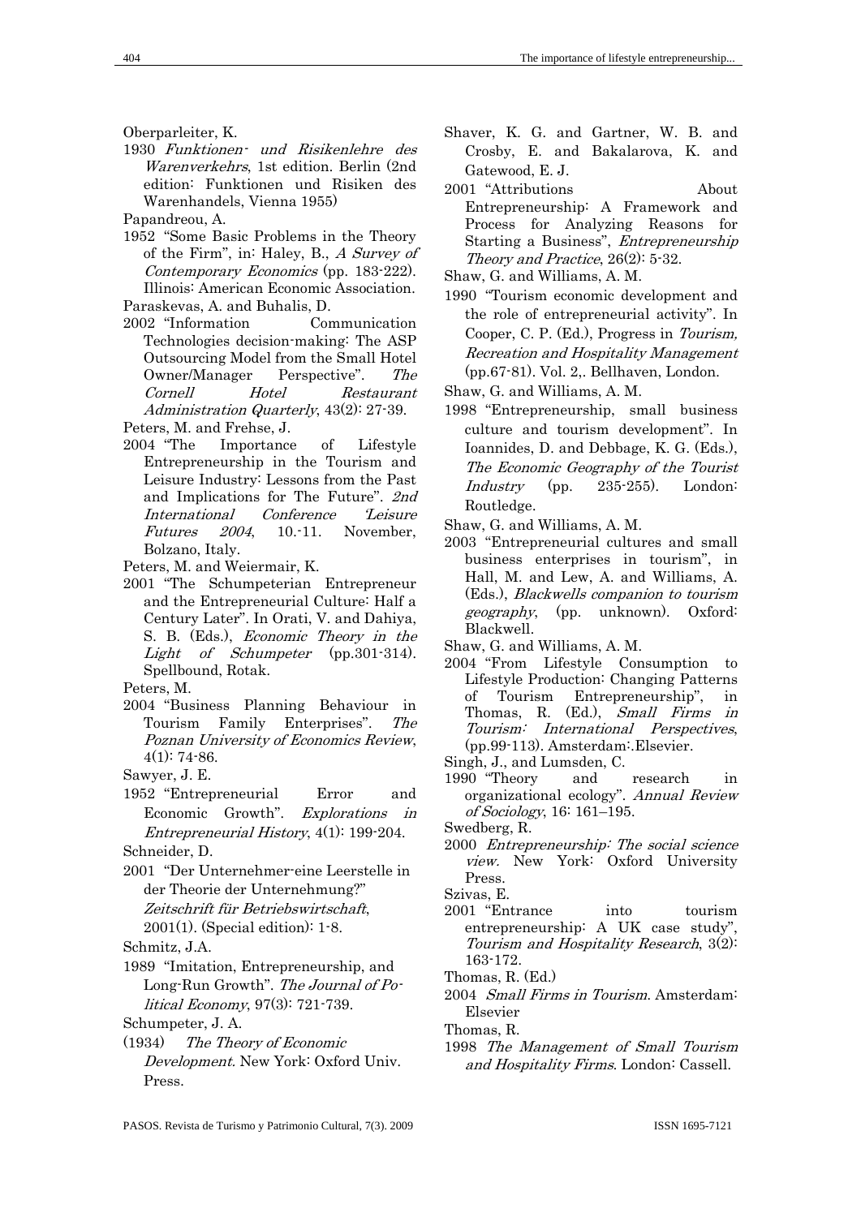Oberparleiter, K.

1930 *Funktionen- und Risikenlehre des Warenverkehrs*, 1st edition. Berlin (2nd edition: Funktionen und Risiken des Warenhandels, Vienna 1955)

Papandreou, A.

1952 "Some Basic Problems in the Theory of the Firm", in: Haley, B., *A Survey of Contemporary Economics* (pp. 183-222). Illinois: American Economic Association.

Paraskevas, A. and Buhalis, D.

2002 "Information Communication Technologies decision-making: The ASP Outsourcing Model from the Small Hotel Owner/Manager Perspective". *The Cornell Hotel Restaurant Administration Quarterly*, 43(2): 27-39.

Peters, M. and Frehse, J.

2004 "The Importance of Lifestyle Entrepreneurship in the Tourism and Leisure Industry: Lessons from the Past and Implications for The Future". *2nd International Conference 'Leisure Futures 2004*, 10.-11. November, Bolzano, Italy.

Peters, M. and Weiermair, K.

2001 "The Schumpeterian Entrepreneur and the Entrepreneurial Culture: Half a Century Later". In Orati, V. and Dahiya, S. B. (Eds.), *Economic Theory in the Light of Schumpeter* (pp.301-314). Spellbound, Rotak.

Peters, M.

2004 "Business Planning Behaviour in Tourism Family Enterprises". *The Poznan University of Economics Review*, 4(1): 74-86.

Sawyer, J. E.

1952 "Entrepreneurial Error and Economic Growth". *Explorations in Entrepreneurial History*, 4(1): 199-204.

Schneider, D.

2001 "Der Unternehmer-eine Leerstelle in der Theorie der Unternehmung?" *Zeitschrift für Betriebswirtschaft*, 2001(1). (Special edition): 1-8.

Schmitz, J.A.

1989 "Imitation, Entrepreneurship, and Long-Run Growth". *The Journal of Political Economy*, 97(3): 721-739.

Schumpeter, J. A.

(1934) *The Theory of Economic Development.* New York: Oxford Univ. Press.

Shaver, K. G. and Gartner, W. B. and Crosby, E. and Bakalarova, K. and Gatewood, E. J.

2001 "Attributions About Entrepreneurship: A Framework and Process for Analyzing Reasons for Starting a Business", *Entrepreneurship Theory and Practice*, 26(2): 5-32.

Shaw, G. and Williams, A. M.

1990 "Tourism economic development and the role of entrepreneurial activity". In Cooper, C. P. (Ed.), Progress in *Tourism, Recreation and Hospitality Management* (pp.67-81). Vol. 2,. Bellhaven, London.

Shaw, G. and Williams, A. M.

1998 "Entrepreneurship, small business culture and tourism development". In Ioannides, D. and Debbage, K. G. (Eds.), *The Economic Geography of the Tourist Industry* (pp. 235-255). London: Routledge.

Shaw, G. and Williams, A. M.

2003 "Entrepreneurial cultures and small business enterprises in tourism", in Hall, M. and Lew, A. and Williams, A. (Eds.), *Blackwells companion to tourism geography*, (pp. unknown). Oxford: Blackwell.

Shaw, G. and Williams, A. M.

2004 "From Lifestyle Consumption to Lifestyle Production: Changing Patterns of Tourism Entrepreneurship", in Thomas, R. (Ed.), *Small Firms in Tourism: International Perspectives*, (pp.99-113). Amsterdam:.Elsevier.

Singh, J., and Lumsden, C.

1990 "Theory and research in organizational ecology". *Annual Review of Sociology*, 16: 161–195.

Swedberg, R.

2000 *Entrepreneurship: The social science view.* New York: Oxford University Press.

Szivas, E.

2001 "Entrance into tourism entrepreneurship: A UK case study", *Tourism and Hospitality Research*, 3(2): 163-172.

Thomas, R. (Ed.)

2004 *Small Firms in Tourism*. Amsterdam: Elsevier

Thomas, R.

1998 *The Management of Small Tourism and Hospitality Firms*. London: Cassell.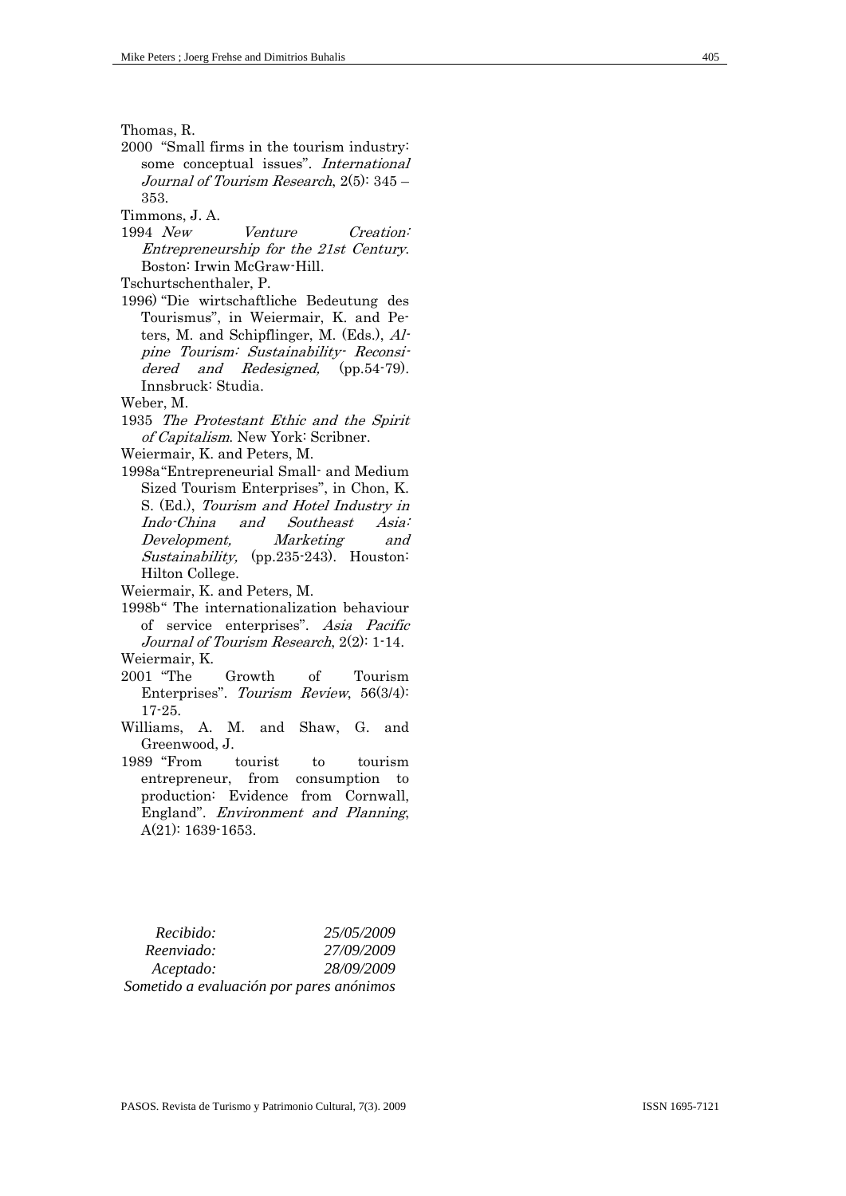Thomas, R.

2000 "Small firms in the tourism industry: some conceptual issues". *International Journal of Tourism Research*, 2(5): 345 – 353.

Timmons, J. A.

1994 *New Venture Creation: Entrepreneurship for the 21st Century*. Boston: Irwin McGraw-Hill.

Tschurtschenthaler, P.

1996) "Die wirtschaftliche Bedeutung des Tourismus", in Weiermair, K. and Peters, M. and Schipflinger, M. (Eds.), *Alpine Tourism: Sustainability- Reconsidered and Redesigned,* (pp.54-79). Innsbruck: Studia.

Weber, M.

1935 *The Protestant Ethic and the Spirit of Capitalism*. New York: Scribner.

Weiermair, K. and Peters, M.

1998a"Entrepreneurial Small- and Medium Sized Tourism Enterprises", in Chon, K. S. (Ed.), *Tourism and Hotel Industry in Indo-China and Southeast Asia: Development, Marketing and Sustainability,* (pp.235-243). Houston: Hilton College.

Weiermair, K. and Peters, M.

1998b" The internationalization behaviour of service enterprises". *Asia Pacific Journal of Tourism Research*, 2(2): 1-14.

Weiermair, K.

2001 "The Growth of Tourism Enterprises". *Tourism Review*, 56(3/4): 17-25.

Williams, A. M. and Shaw, G. and Greenwood, J.

1989 "From tourist to tourism entrepreneur, from consumption to production: Evidence from Cornwall, England". *Environment and Planning*, A(21): 1639-1653.

| | |
|---|---|
| *Recibido:* | *25/05/2009* |
| *Reenviado:* | *27/09/2009* |
| *Aceptado:* | *28/09/2009* |

*Sometido a evaluación por pares anónimos*